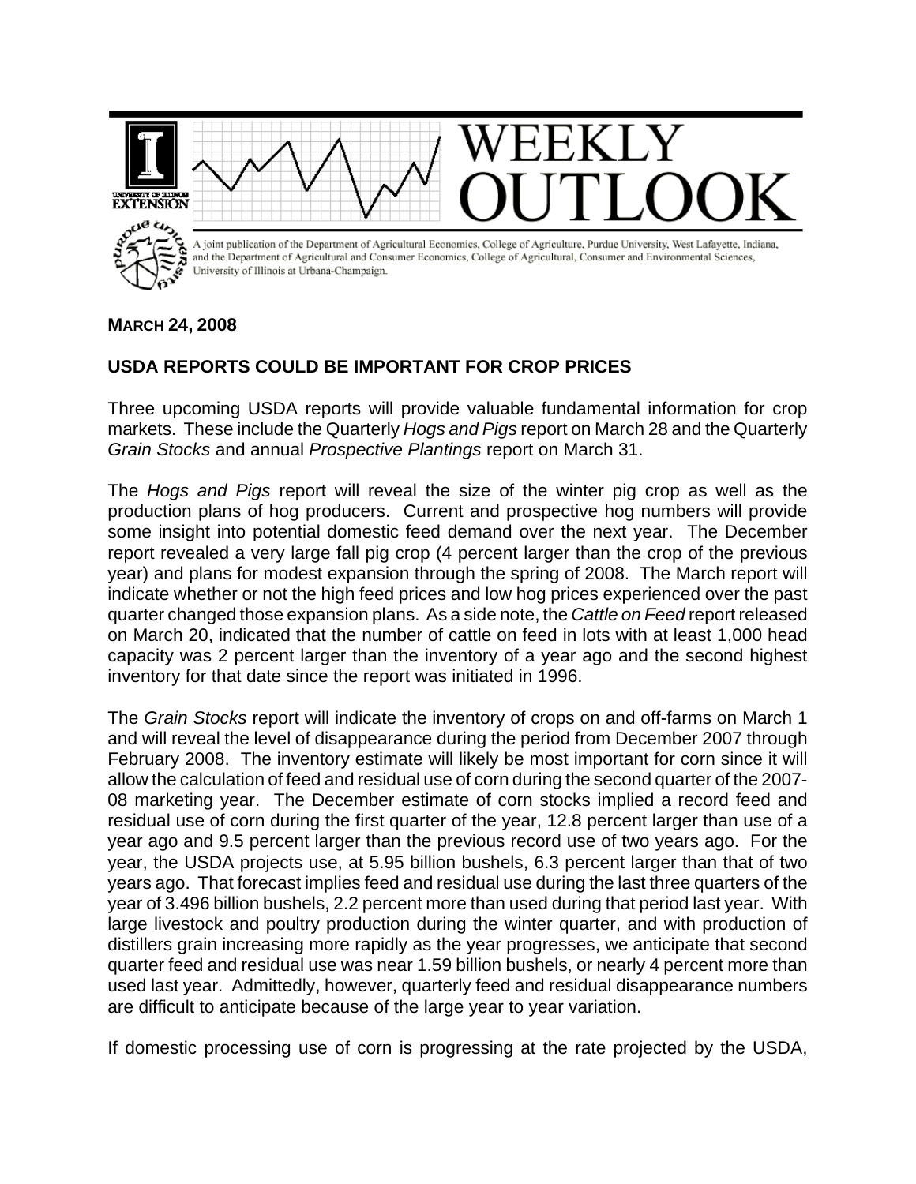# WEEKLY OUTLOOK

A joint publication of the Department of Agricultural Economics, College of Agriculture, Purdue University, West Lafayette, Indiana, and the Department of Agricultural and Consumer Economics, College of Agricultural, Consumer and Environmental Sciences, University of Illinois at Urbana-Champaign.

**MARCH 24, 2008**

## USDA REPORTS COULD BE IMPORTANT FOR CROP PRICES

Three upcoming USDA reports will provide valuable fundamental information for crop markets. These include the Quarterly *Hogs and Pigs* report on March 28 and the Quarterly *Grain Stocks* and annual *Prospective Plantings* report on March 31.

The *Hogs and Pigs* report will reveal the size of the winter pig crop as well as the production plans of hog producers. Current and prospective hog numbers will provide some insight into potential domestic feed demand over the next year. The December report revealed a very large fall pig crop (4 percent larger than the crop of the previous year) and plans for modest expansion through the spring of 2008. The March report will indicate whether or not the high feed prices and low hog prices experienced over the past quarter changed those expansion plans. As a side note, the *Cattle on Feed* report released on March 20, indicated that the number of cattle on feed in lots with at least 1,000 head capacity was 2 percent larger than the inventory of a year ago and the second highest inventory for that date since the report was initiated in 1996.

The *Grain Stocks* report will indicate the inventory of crops on and off-farms on March 1 and will reveal the level of disappearance during the period from December 2007 through February 2008. The inventory estimate will likely be most important for corn since it will allow the calculation of feed and residual use of corn during the second quarter of the 2007-08 marketing year. The December estimate of corn stocks implied a record feed and residual use of corn during the first quarter of the year, 12.8 percent larger than use of a year ago and 9.5 percent larger than the previous record use of two years ago. For the year, the USDA projects use, at 5.95 billion bushels, 6.3 percent larger than that of two years ago. That forecast implies feed and residual use during the last three quarters of the year of 3.496 billion bushels, 2.2 percent more than used during that period last year. With large livestock and poultry production during the winter quarter, and with production of distillers grain increasing more rapidly as the year progresses, we anticipate that second quarter feed and residual use was near 1.59 billion bushels, or nearly 4 percent more than used last year. Admittedly, however, quarterly feed and residual disappearance numbers are difficult to anticipate because of the large year to year variation.

If domestic processing use of corn is progressing at the rate projected by the USDA,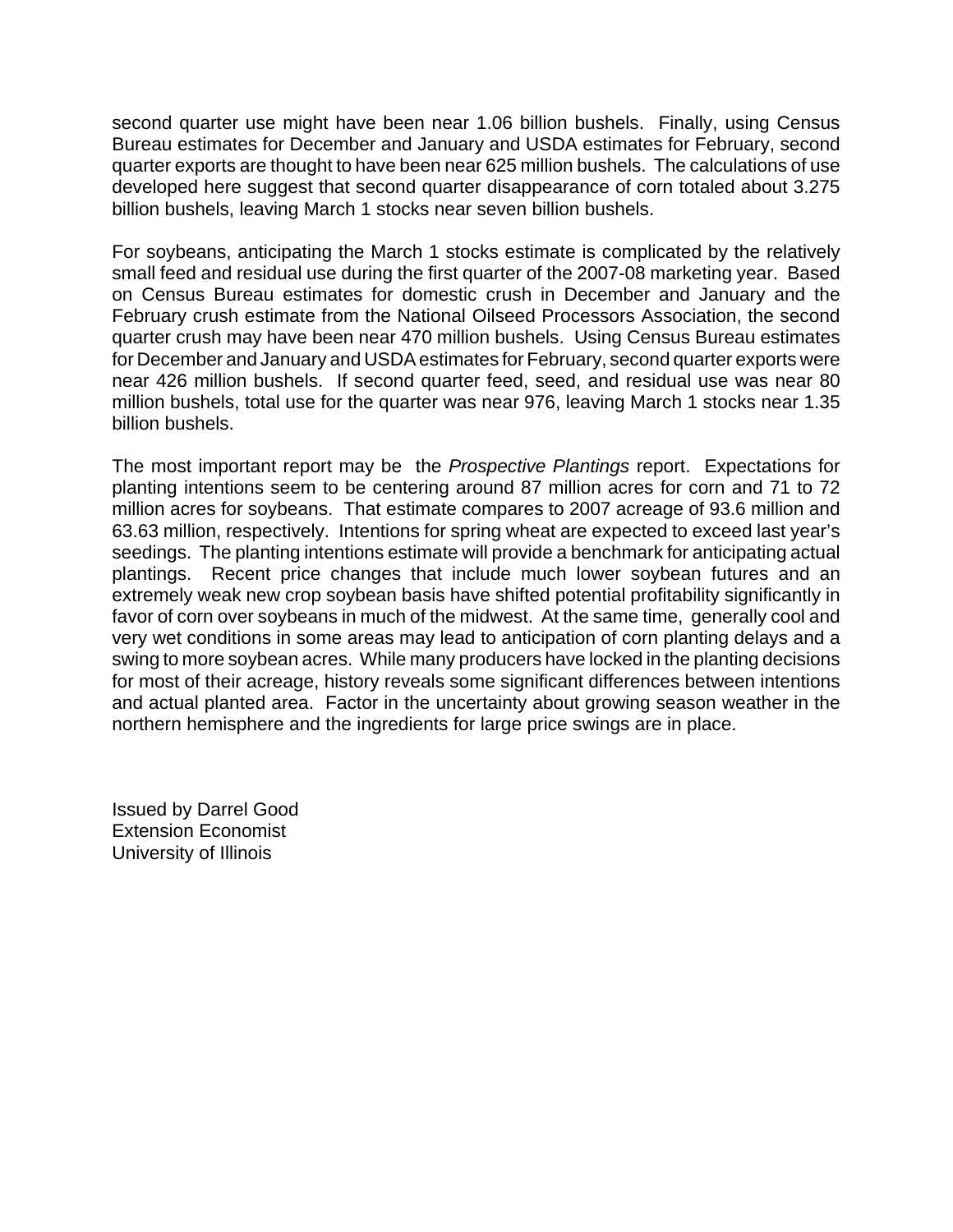second quarter use might have been near 1.06 billion bushels. Finally, using Census Bureau estimates for December and January and USDA estimates for February, second quarter exports are thought to have been near 625 million bushels. The calculations of use developed here suggest that second quarter disappearance of corn totaled about 3.275 billion bushels, leaving March 1 stocks near seven billion bushels.

For soybeans, anticipating the March 1 stocks estimate is complicated by the relatively small feed and residual use during the first quarter of the 2007-08 marketing year. Based on Census Bureau estimates for domestic crush in December and January and the February crush estimate from the National Oilseed Processors Association, the second quarter crush may have been near 470 million bushels. Using Census Bureau estimates for December and January and USDA estimates for February, second quarter exports were near 426 million bushels. If second quarter feed, seed, and residual use was near 80 million bushels, total use for the quarter was near 976, leaving March 1 stocks near 1.35 billion bushels.

The most important report may be the *Prospective Plantings* report. Expectations for planting intentions seem to be centering around 87 million acres for corn and 71 to 72 million acres for soybeans. That estimate compares to 2007 acreage of 93.6 million and 63.63 million, respectively. Intentions for spring wheat are expected to exceed last year's seedings. The planting intentions estimate will provide a benchmark for anticipating actual plantings. Recent price changes that include much lower soybean futures and an extremely weak new crop soybean basis have shifted potential profitability significantly in favor of corn over soybeans in much of the midwest. At the same time, generally cool and very wet conditions in some areas may lead to anticipation of corn planting delays and a swing to more soybean acres. While many producers have locked in the planting decisions for most of their acreage, history reveals some significant differences between intentions and actual planted area. Factor in the uncertainty about growing season weather in the northern hemisphere and the ingredients for large price swings are in place.

Issued by Darrel Good
Extension Economist
University of Illinois